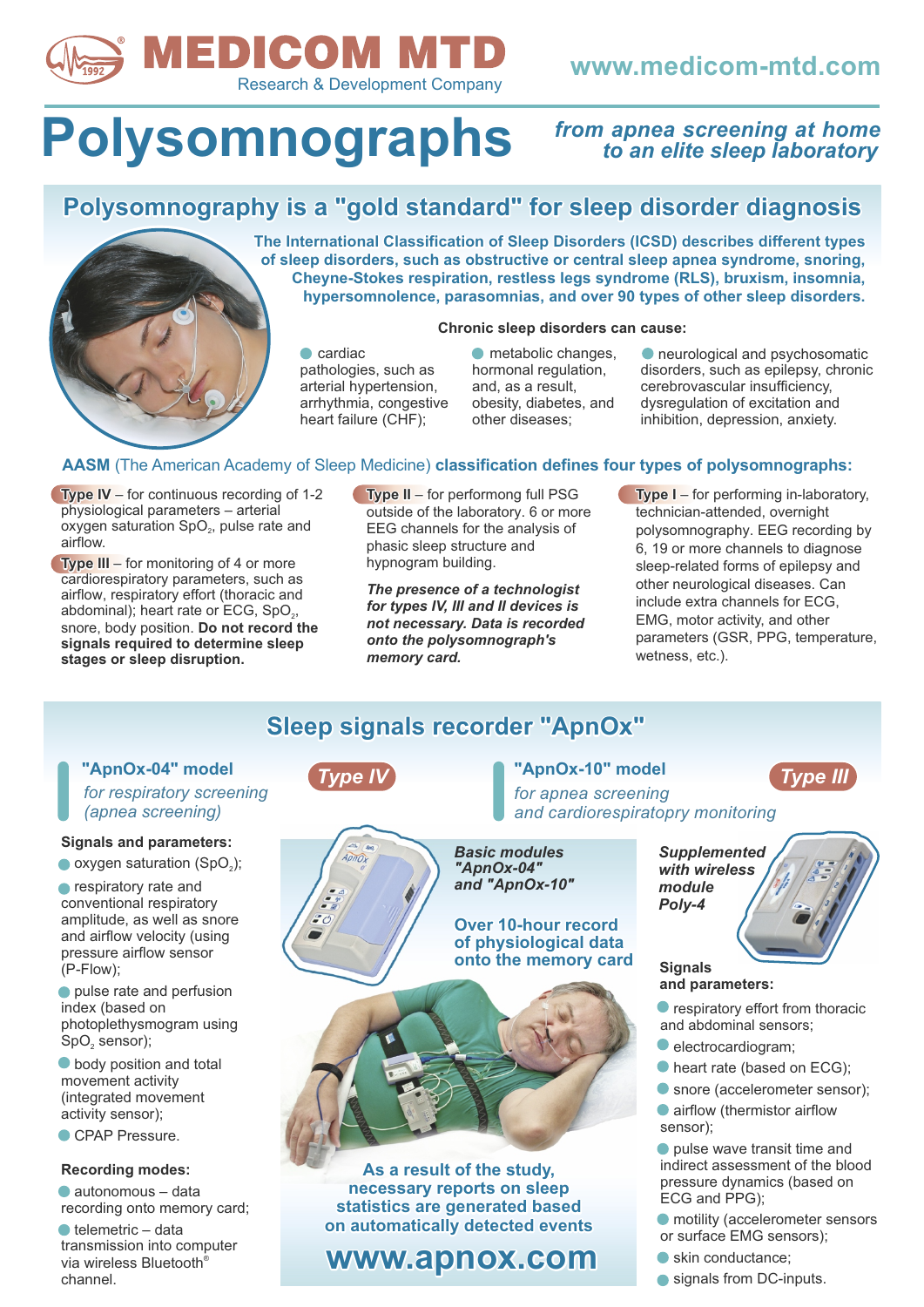# MEDICOM MTD

Research & Development Company

www.medicom-mtd.com

# Polysomnographs

*from apnea screening at home to an elite sleep laboratory*

## Polysomnography is a "gold standard" for sleep disorder diagnosis

**The International Classification of Sleep Disorders (ICSD) describes different types of sleep disorders, such as obstructive or central sleep apnea syndrome, snoring, Cheyne-Stokes respiration, restless legs syndrome (RLS), bruxism, insomnia, hypersomnolence, parasomnias, and over 90 types of other sleep disorders.**

**Chronic sleep disorders can cause:**

- cardiac pathologies, such as arterial hypertension, arrhythmia, congestive heart failure (CHF);
- metabolic changes, hormonal regulation, and, as a result, obesity, diabetes, and other diseases;
- neurological and psychosomatic disorders, such as epilepsy, chronic cerebrovascular insufficiency, dysregulation of excitation and inhibition, depression, anxiety.

**AASM** (The American Academy of Sleep Medicine) **classification defines four types of polysomnographs:**

**Type IV** – for continuous recording of 1-2 physiological parameters – arterial oxygen saturation $SpO_2$, pulse rate and airflow.

**Type III** – for monitoring of 4 or more cardiorespiratory parameters, such as airflow, respiratory effort (thoracic and abdominal); heart rate or ECG, $SpO_2$, snore, body position. **Do not record the signals required to determine sleep stages or sleep disruption.**

**Type II** – for performong full PSG outside of the laboratory. 6 or more EEG channels for the analysis of phasic sleep structure and hypnogram building.

***The presence of a technologist for types IV, III and II devices is not necessary. Data is recorded onto the polysomnograph's memory card.***

**Type I** – for performing in-laboratory, technician-attended, overnight polysomnography. EEG recording by 6, 19 or more channels to diagnose sleep-related forms of epilepsy and other neurological diseases. Can include extra channels for ECG, EMG, motor activity, and other parameters (GSR, PPG, temperature, wetness, etc.).

## Sleep signals recorder "ApnOx"

### "ApnOx-04" model — *Type IV*

*for respiratory screening (apnea screening)*

**Signals and parameters:**

- oxygen saturation ($SpO_2$);
- respiratory rate and conventional respiratory amplitude, as well as snore and airflow velocity (using pressure airflow sensor (P-Flow);
- pulse rate and perfusion index (based on photoplethysmogram using $SpO_2$ sensor);
- body position and total movement activity (integrated movement activity sensor);
- CPAP Pressure.

**Recording modes:**

- autonomous – data recording onto memory card;
- telemetric – data transmission into computer via wireless Bluetooth® channel.

***Basic modules "ApnOx-04" and "ApnOx-10"***

**Over 10-hour record of physiological data onto the memory card**

**As a result of the study, necessary reports on sleep statistics are generated based on automatically detected events**

**www.apnox.com**

### "ApnOx-10" model — *Type III*

*for apnea screening and cardiorespiratory monitoring*

***Supplemented with wireless module Poly-4***

**Signals and parameters:**

- respiratory effort from thoracic and abdominal sensors;
- electrocardiogram;
- heart rate (based on ECG);
- snore (accelerometer sensor);
- airflow (thermistor airflow sensor);
- pulse wave transit time and indirect assessment of the blood pressure dynamics (based on ECG and PPG);
- motility (accelerometer sensors or surface EMG sensors);
- skin conductance;
- signals from DC-inputs.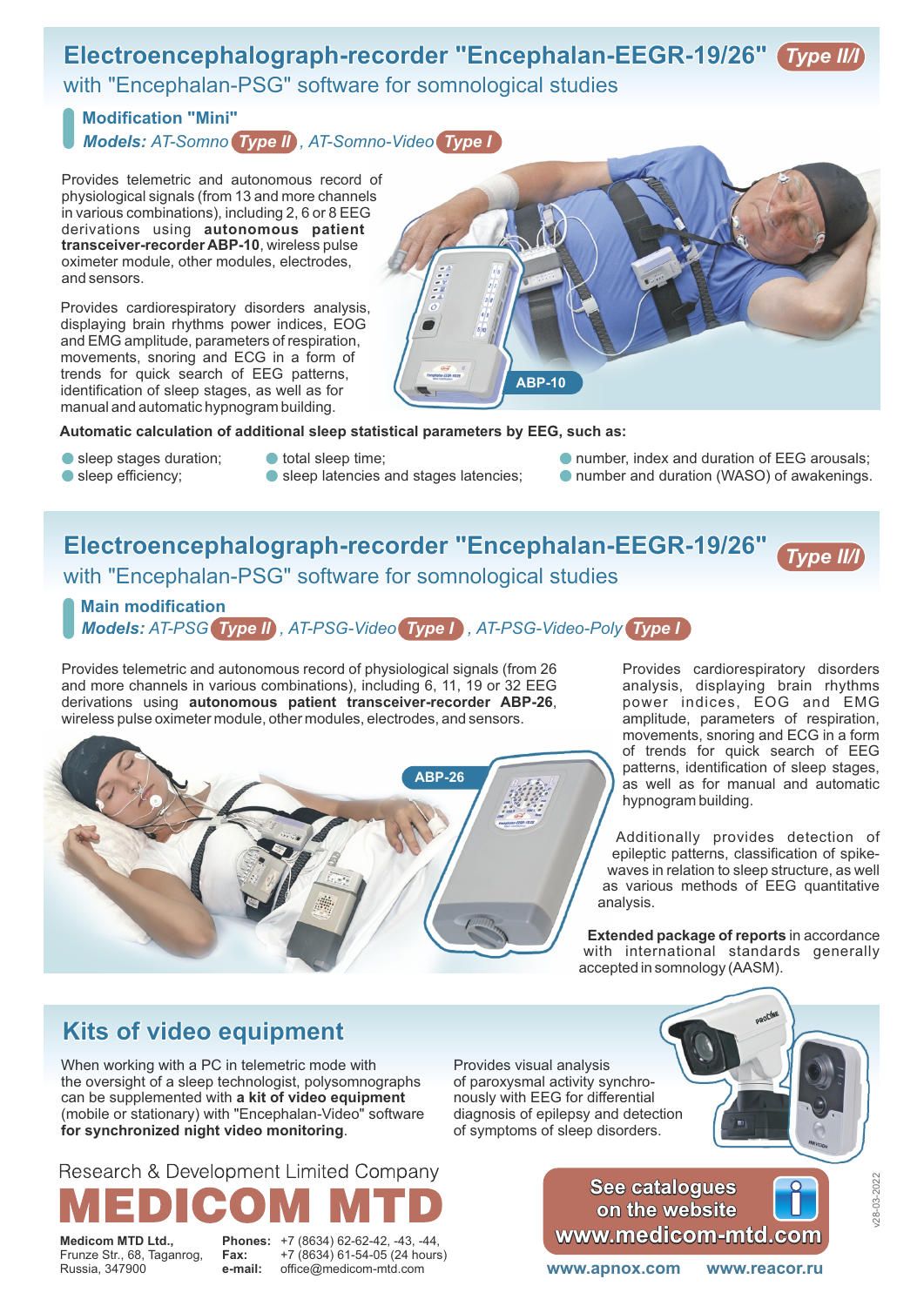## Electroencephalograph-recorder "Encephalan-EEGR-19/26" Type II/I

with "Encephalan-PSG" software for somnological studies

### Modification "Mini"

***Models:*** *AT-Somno* **Type II**, *AT-Somno-Video* **Type I**

Provides telemetric and autonomous record of physiological signals (from 13 and more channels in various combinations), including 2, 6 or 8 EEG derivations using **autonomous patient transceiver-recorder ABP-10**, wireless pulse oximeter module, other modules, electrodes, and sensors.

Provides cardiorespiratory disorders analysis, displaying brain rhythms power indices, EOG and EMG amplitude, parameters of respiration, movements, snoring and ECG in a form of trends for quick search of EEG patterns, identification of sleep stages, as well as for manual and automatic hypnogram building.

ABP-10

**Automatic calculation of additional sleep statistical parameters by EEG, such as:**

- sleep stages duration;
- sleep efficiency;
- total sleep time;
- sleep latencies and stages latencies;
- number, index and duration of EEG arousals;
- number and duration (WASO) of awakenings.

## Electroencephalograph-recorder "Encephalan-EEGR-19/26" Type II/I

with "Encephalan-PSG" software for somnological studies

### Main modification

***Models:*** *AT-PSG* **Type II**, *AT-PSG-Video* **Type I**, *AT-PSG-Video-Poly* **Type I**

Provides telemetric and autonomous record of physiological signals (from 26 and more channels in various combinations), including 6, 11, 19 or 32 EEG derivations using **autonomous patient transceiver-recorder ABP-26**, wireless pulse oximeter module, other modules, electrodes, and sensors.

ABP-26

Provides cardiorespiratory disorders analysis, displaying brain rhythms power indices, EOG and EMG amplitude, parameters of respiration, movements, snoring and ECG in a form of trends for quick search of EEG patterns, identification of sleep stages, as well as for manual and automatic hypnogram building.

Additionally provides detection of epileptic patterns, classification of spike-waves in relation to sleep structure, as well as various methods of EEG quantitative analysis.

**Extended package of reports** in accordance with international standards generally accepted in somnology (AASM).

## Kits of video equipment

When working with a PC in telemetric mode with the oversight of a sleep technologist, polysomnographs can be supplemented with **a kit of video equipment** (mobile or stationary) with "Encephalan-Video" software **for synchronized night video monitoring**.

Provides visual analysis of paroxysmal activity synchronously with EEG for differential diagnosis of epilepsy and detection of symptoms of sleep disorders.

Research & Development Limited Company

# MEDICOM MTD

**Medicom MTD Ltd.,**
Frunze Str., 68, Taganrog,
Russia, 347900

**Phones:** +7 (8634) 62-62-42, -43, -44,
**Fax:** +7 (8634) 61-54-05 (24 hours)
**e-mail:** office@medicom-mtd.com

**See catalogues on the website www.medicom-mtd.com**

**www.apnox.com** **www.reacor.ru**

v28-03-2022